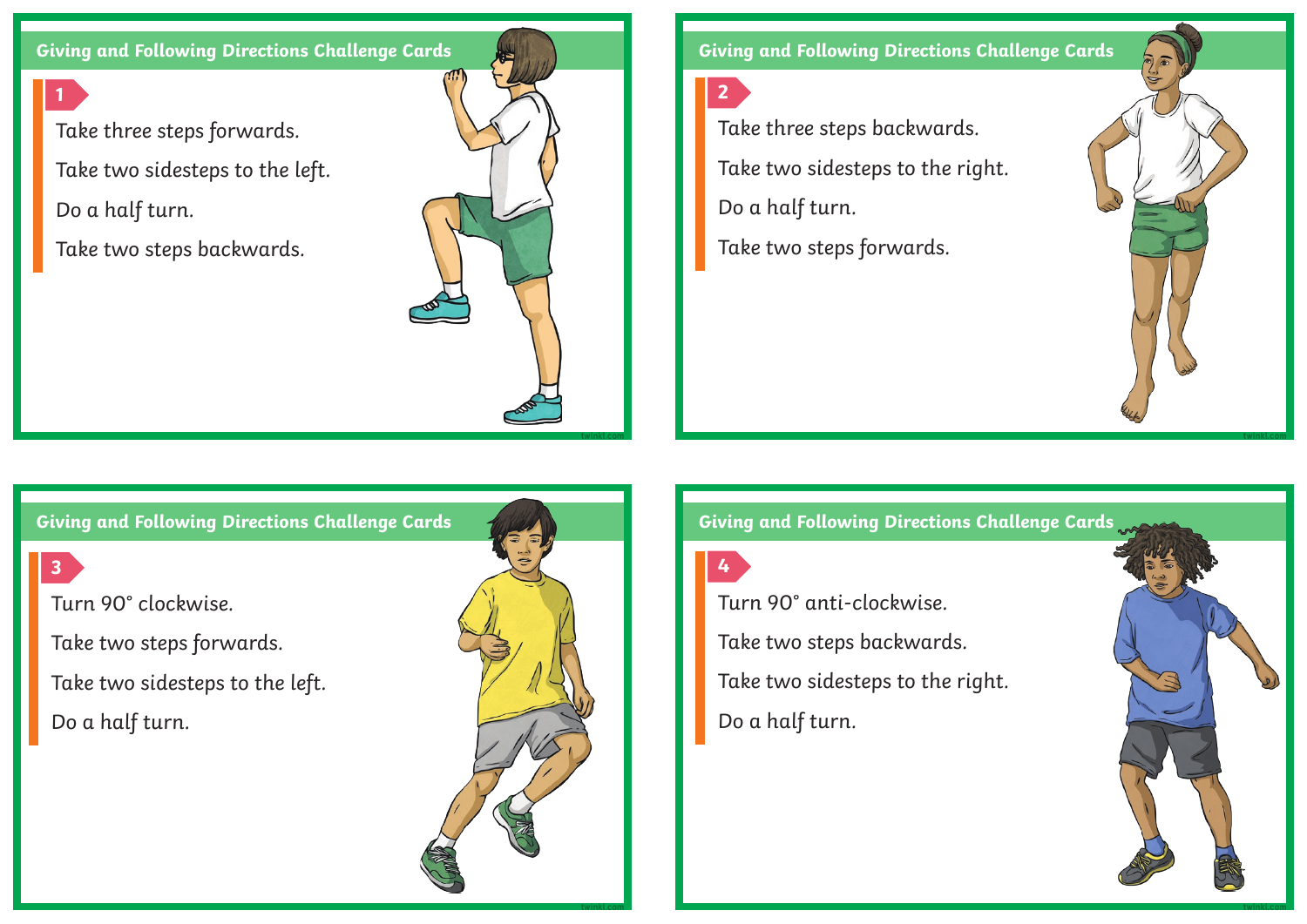## Giving and Following Directions Challenge Cards

### 1

Take three steps forwards.

Take two sidesteps to the left.

Do a half turn.

Take two steps backwards.

## Giving and Following Directions Challenge Cards

### 2

Take three steps backwards.

Take two sidesteps to the right.

Do a half turn.

Take two steps forwards.

## Giving and Following Directions Challenge Cards

### 3

Turn 90° clockwise.

Take two steps forwards.

Take two sidesteps to the left.

Do a half turn.

## Giving and Following Directions Challenge Cards

### 4

Turn 90° anti-clockwise.

Take two steps backwards.

Take two sidesteps to the right.

Do a half turn.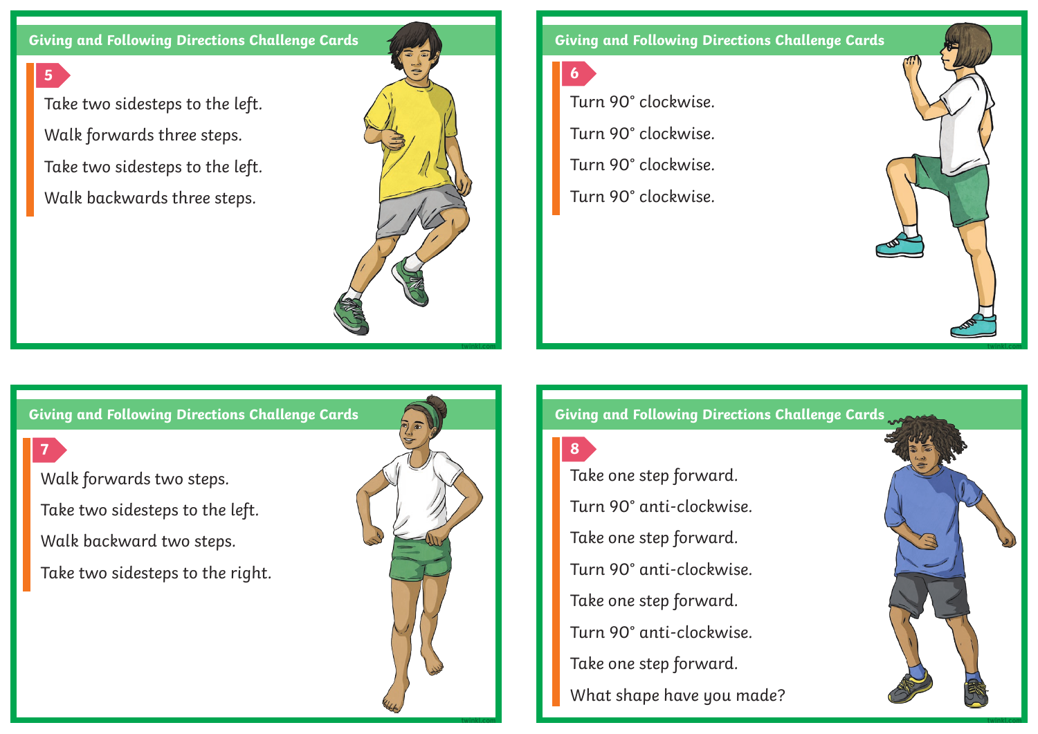## Giving and Following Directions Challenge Cards

**5**

Take two sidesteps to the left.

Walk forwards three steps.

Take two sidesteps to the left.

Walk backwards three steps.

## Giving and Following Directions Challenge Cards

**6**

Turn 90° clockwise.

Turn 90° clockwise.

Turn 90° clockwise.

Turn 90° clockwise.

## Giving and Following Directions Challenge Cards

**7**

Walk forwards two steps.

Take two sidesteps to the left.

Walk backward two steps.

Take two sidesteps to the right.

## Giving and Following Directions Challenge Cards

**8**

Take one step forward.

Turn 90° anti-clockwise.

Take one step forward.

Turn 90° anti-clockwise.

Take one step forward.

Turn 90° anti-clockwise.

Take one step forward.

What shape have you made?